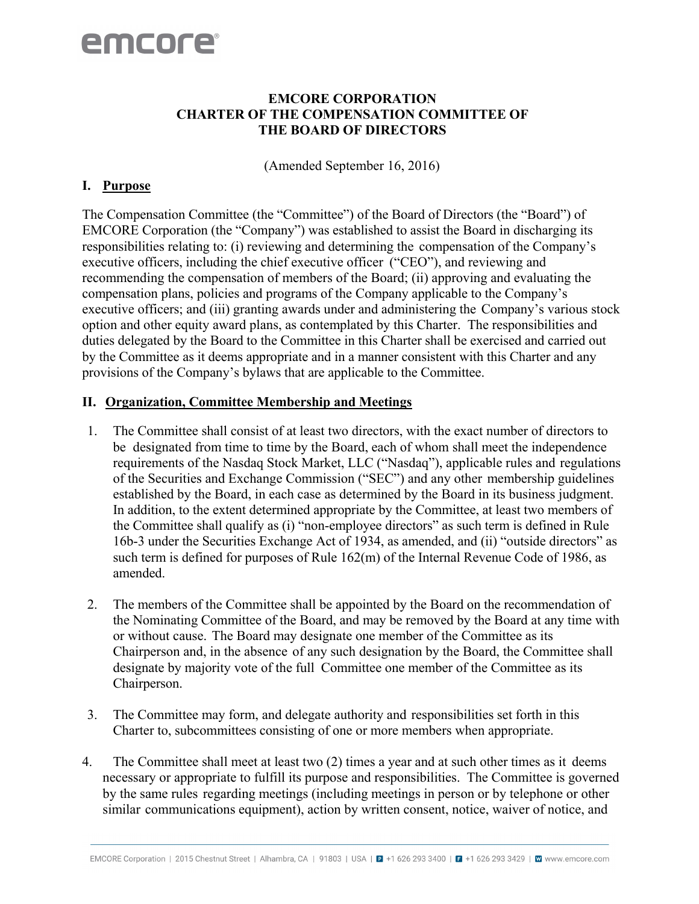# EMCORE CORPORATION
# CHARTER OF THE COMPENSATION COMMITTEE OF THE BOARD OF DIRECTORS

(Amended September 16, 2016)

## I. Purpose

The Compensation Committee (the "Committee") of the Board of Directors (the "Board") of EMCORE Corporation (the "Company") was established to assist the Board in discharging its responsibilities relating to: (i) reviewing and determining the compensation of the Company's executive officers, including the chief executive officer ("CEO"), and reviewing and recommending the compensation of members of the Board; (ii) approving and evaluating the compensation plans, policies and programs of the Company applicable to the Company's executive officers; and (iii) granting awards under and administering the Company's various stock option and other equity award plans, as contemplated by this Charter. The responsibilities and duties delegated by the Board to the Committee in this Charter shall be exercised and carried out by the Committee as it deems appropriate and in a manner consistent with this Charter and any provisions of the Company's bylaws that are applicable to the Committee.

## II. Organization, Committee Membership and Meetings

1. The Committee shall consist of at least two directors, with the exact number of directors to be designated from time to time by the Board, each of whom shall meet the independence requirements of the Nasdaq Stock Market, LLC ("Nasdaq"), applicable rules and regulations of the Securities and Exchange Commission ("SEC") and any other membership guidelines established by the Board, in each case as determined by the Board in its business judgment. In addition, to the extent determined appropriate by the Committee, at least two members of the Committee shall qualify as (i) "non-employee directors" as such term is defined in Rule 16b-3 under the Securities Exchange Act of 1934, as amended, and (ii) "outside directors" as such term is defined for purposes of Rule 162(m) of the Internal Revenue Code of 1986, as amended.

2. The members of the Committee shall be appointed by the Board on the recommendation of the Nominating Committee of the Board, and may be removed by the Board at any time with or without cause. The Board may designate one member of the Committee as its Chairperson and, in the absence of any such designation by the Board, the Committee shall designate by majority vote of the full Committee one member of the Committee as its Chairperson.

3. The Committee may form, and delegate authority and responsibilities set forth in this Charter to, subcommittees consisting of one or more members when appropriate.

4. The Committee shall meet at least two (2) times a year and at such other times as it deems necessary or appropriate to fulfill its purpose and responsibilities. The Committee is governed by the same rules regarding meetings (including meetings in person or by telephone or other similar communications equipment), action by written consent, notice, waiver of notice, and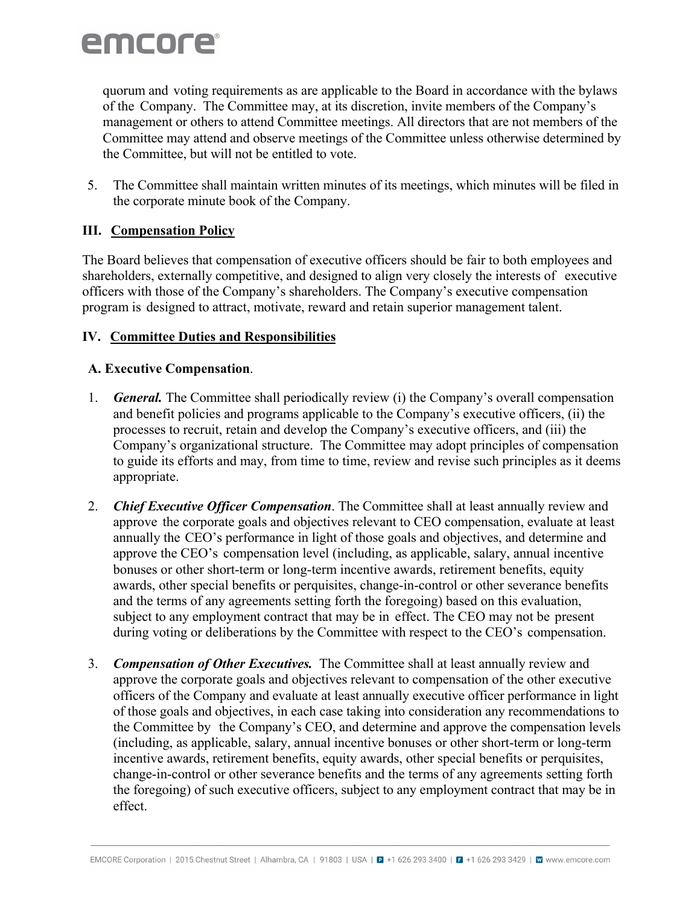quorum and voting requirements as are applicable to the Board in accordance with the bylaws of the Company. The Committee may, at its discretion, invite members of the Company's management or others to attend Committee meetings. All directors that are not members of the Committee may attend and observe meetings of the Committee unless otherwise determined by the Committee, but will not be entitled to vote.

5. The Committee shall maintain written minutes of its meetings, which minutes will be filed in the corporate minute book of the Company.

## III. Compensation Policy

The Board believes that compensation of executive officers should be fair to both employees and shareholders, externally competitive, and designed to align very closely the interests of executive officers with those of the Company's shareholders. The Company's executive compensation program is designed to attract, motivate, reward and retain superior management talent.

## IV. Committee Duties and Responsibilities

### A. Executive Compensation.

1. ***General.*** The Committee shall periodically review (i) the Company's overall compensation and benefit policies and programs applicable to the Company's executive officers, (ii) the processes to recruit, retain and develop the Company's executive officers, and (iii) the Company's organizational structure. The Committee may adopt principles of compensation to guide its efforts and may, from time to time, review and revise such principles as it deems appropriate.

2. ***Chief Executive Officer Compensation***. The Committee shall at least annually review and approve the corporate goals and objectives relevant to CEO compensation, evaluate at least annually the CEO's performance in light of those goals and objectives, and determine and approve the CEO's compensation level (including, as applicable, salary, annual incentive bonuses or other short-term or long-term incentive awards, retirement benefits, equity awards, other special benefits or perquisites, change-in-control or other severance benefits and the terms of any agreements setting forth the foregoing) based on this evaluation, subject to any employment contract that may be in effect. The CEO may not be present during voting or deliberations by the Committee with respect to the CEO's compensation.

3. ***Compensation of Other Executives.*** The Committee shall at least annually review and approve the corporate goals and objectives relevant to compensation of the other executive officers of the Company and evaluate at least annually executive officer performance in light of those goals and objectives, in each case taking into consideration any recommendations to the Committee by the Company's CEO, and determine and approve the compensation levels (including, as applicable, salary, annual incentive bonuses or other short-term or long-term incentive awards, retirement benefits, equity awards, other special benefits or perquisites, change-in-control or other severance benefits and the terms of any agreements setting forth the foregoing) of such executive officers, subject to any employment contract that may be in effect.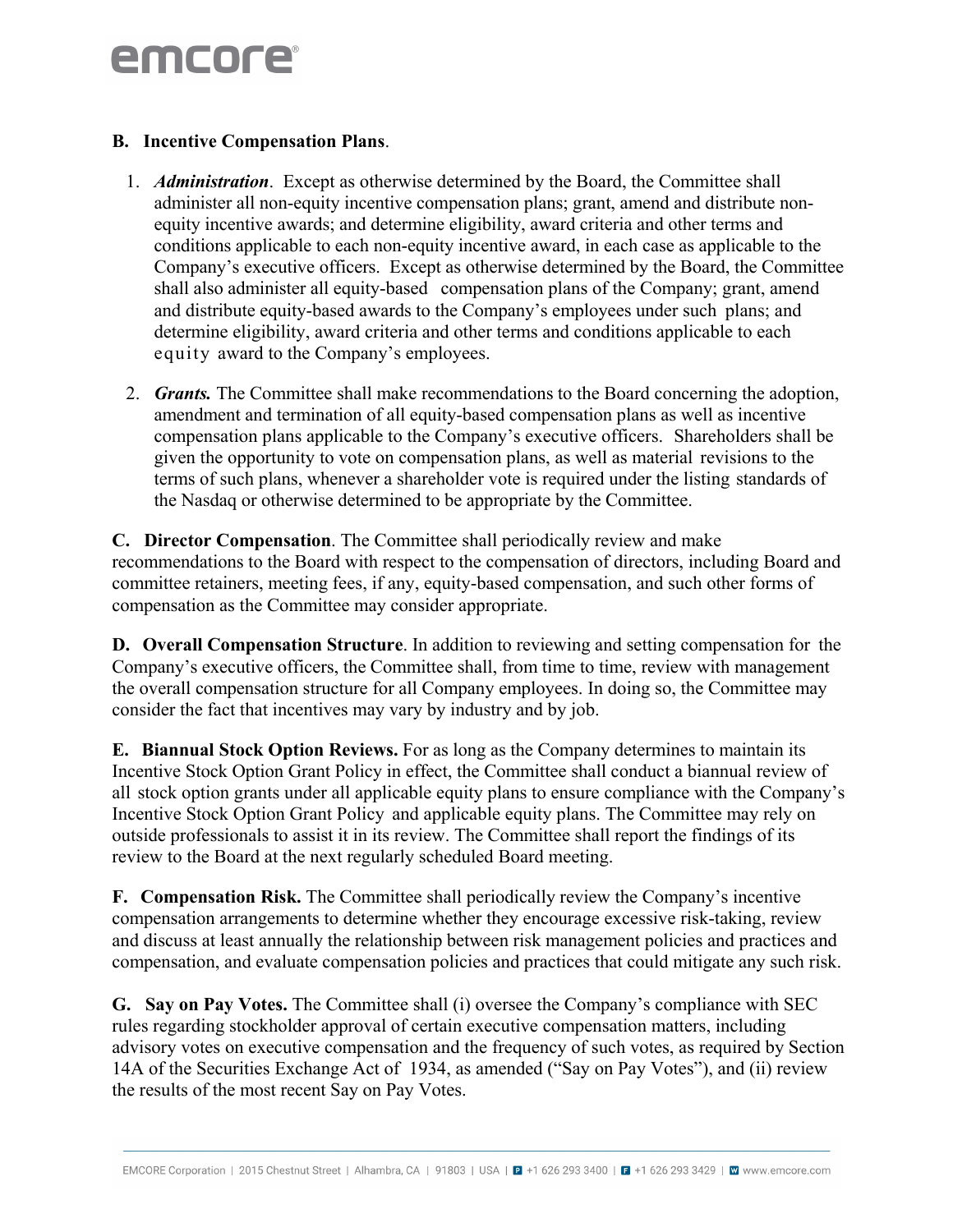**B. Incentive Compensation Plans**.

1. ***Administration***. Except as otherwise determined by the Board, the Committee shall administer all non-equity incentive compensation plans; grant, amend and distribute non-equity incentive awards; and determine eligibility, award criteria and other terms and conditions applicable to each non-equity incentive award, in each case as applicable to the Company's executive officers. Except as otherwise determined by the Board, the Committee shall also administer all equity-based compensation plans of the Company; grant, amend and distribute equity-based awards to the Company's employees under such plans; and determine eligibility, award criteria and other terms and conditions applicable to each equity award to the Company's employees.

2. ***Grants.*** The Committee shall make recommendations to the Board concerning the adoption, amendment and termination of all equity-based compensation plans as well as incentive compensation plans applicable to the Company's executive officers. Shareholders shall be given the opportunity to vote on compensation plans, as well as material revisions to the terms of such plans, whenever a shareholder vote is required under the listing standards of the Nasdaq or otherwise determined to be appropriate by the Committee.

**C. Director Compensation**. The Committee shall periodically review and make recommendations to the Board with respect to the compensation of directors, including Board and committee retainers, meeting fees, if any, equity-based compensation, and such other forms of compensation as the Committee may consider appropriate.

**D. Overall Compensation Structure**. In addition to reviewing and setting compensation for the Company's executive officers, the Committee shall, from time to time, review with management the overall compensation structure for all Company employees. In doing so, the Committee may consider the fact that incentives may vary by industry and by job.

**E. Biannual Stock Option Reviews.** For as long as the Company determines to maintain its Incentive Stock Option Grant Policy in effect, the Committee shall conduct a biannual review of all stock option grants under all applicable equity plans to ensure compliance with the Company's Incentive Stock Option Grant Policy and applicable equity plans. The Committee may rely on outside professionals to assist it in its review. The Committee shall report the findings of its review to the Board at the next regularly scheduled Board meeting.

**F. Compensation Risk.** The Committee shall periodically review the Company's incentive compensation arrangements to determine whether they encourage excessive risk-taking, review and discuss at least annually the relationship between risk management policies and practices and compensation, and evaluate compensation policies and practices that could mitigate any such risk.

**G. Say on Pay Votes.** The Committee shall (i) oversee the Company's compliance with SEC rules regarding stockholder approval of certain executive compensation matters, including advisory votes on executive compensation and the frequency of such votes, as required by Section 14A of the Securities Exchange Act of 1934, as amended ("Say on Pay Votes"), and (ii) review the results of the most recent Say on Pay Votes.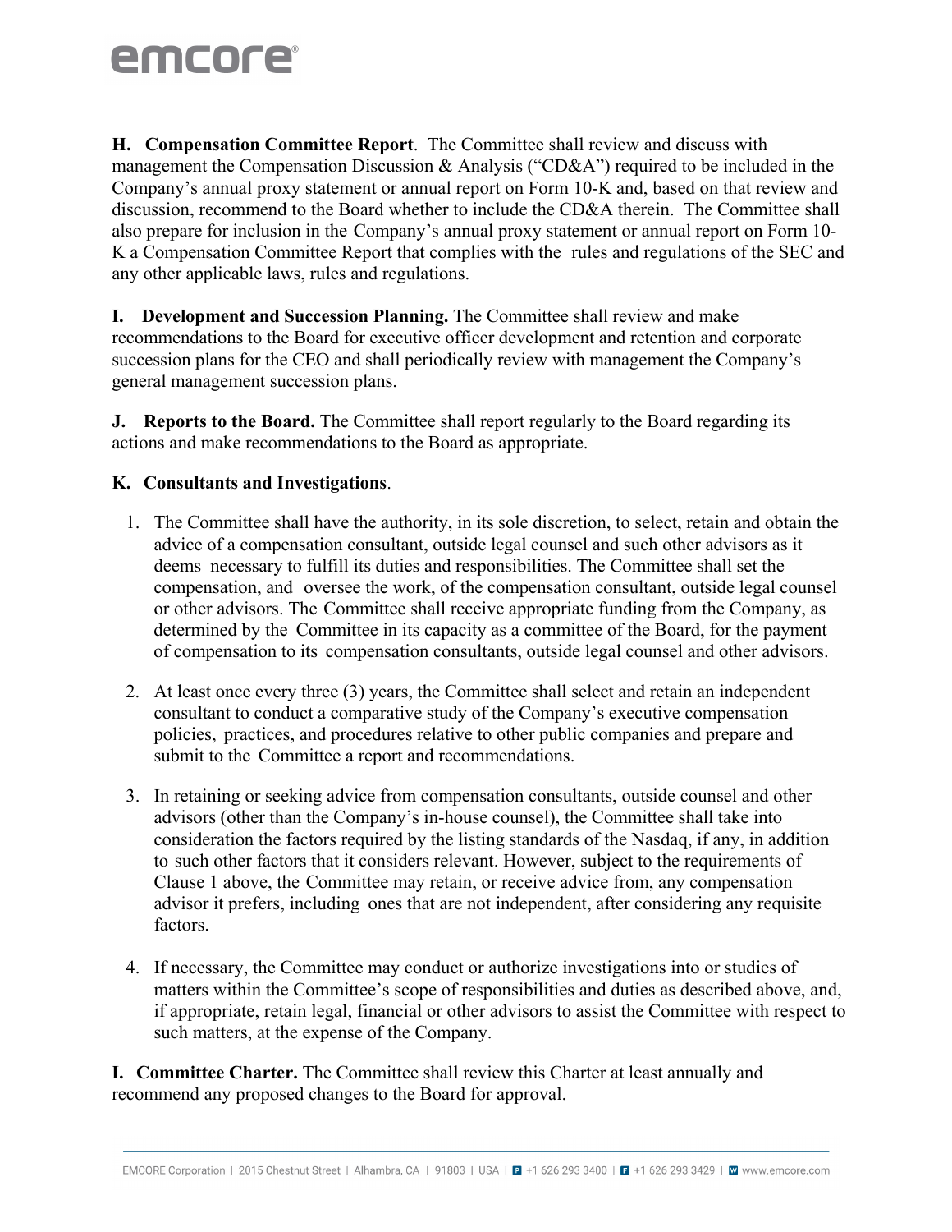**H. Compensation Committee Report**. The Committee shall review and discuss with management the Compensation Discussion & Analysis ("CD&A") required to be included in the Company's annual proxy statement or annual report on Form 10-K and, based on that review and discussion, recommend to the Board whether to include the CD&A therein. The Committee shall also prepare for inclusion in the Company's annual proxy statement or annual report on Form 10-K a Compensation Committee Report that complies with the rules and regulations of the SEC and any other applicable laws, rules and regulations.

**I. Development and Succession Planning.** The Committee shall review and make recommendations to the Board for executive officer development and retention and corporate succession plans for the CEO and shall periodically review with management the Company's general management succession plans.

**J. Reports to the Board.** The Committee shall report regularly to the Board regarding its actions and make recommendations to the Board as appropriate.

**K. Consultants and Investigations**.

1. The Committee shall have the authority, in its sole discretion, to select, retain and obtain the advice of a compensation consultant, outside legal counsel and such other advisors as it deems necessary to fulfill its duties and responsibilities. The Committee shall set the compensation, and oversee the work, of the compensation consultant, outside legal counsel or other advisors. The Committee shall receive appropriate funding from the Company, as determined by the Committee in its capacity as a committee of the Board, for the payment of compensation to its compensation consultants, outside legal counsel and other advisors.

2. At least once every three (3) years, the Committee shall select and retain an independent consultant to conduct a comparative study of the Company's executive compensation policies, practices, and procedures relative to other public companies and prepare and submit to the Committee a report and recommendations.

3. In retaining or seeking advice from compensation consultants, outside counsel and other advisors (other than the Company's in-house counsel), the Committee shall take into consideration the factors required by the listing standards of the Nasdaq, if any, in addition to such other factors that it considers relevant. However, subject to the requirements of Clause 1 above, the Committee may retain, or receive advice from, any compensation advisor it prefers, including ones that are not independent, after considering any requisite factors.

4. If necessary, the Committee may conduct or authorize investigations into or studies of matters within the Committee's scope of responsibilities and duties as described above, and, if appropriate, retain legal, financial or other advisors to assist the Committee with respect to such matters, at the expense of the Company.

**I. Committee Charter.** The Committee shall review this Charter at least annually and recommend any proposed changes to the Board for approval.